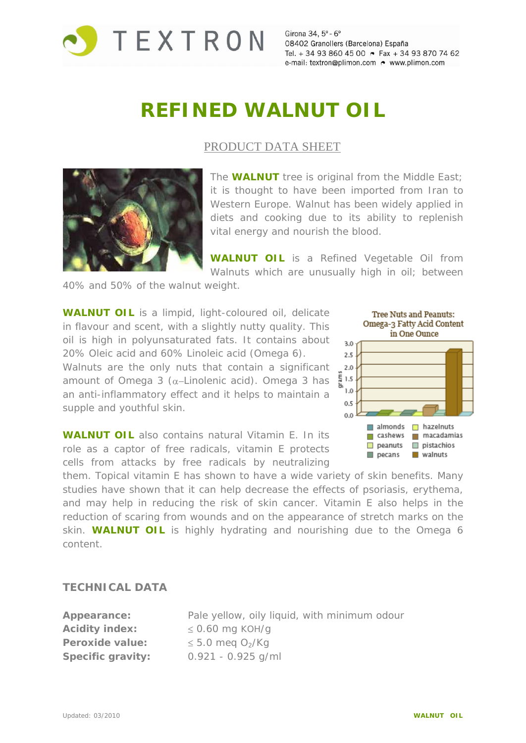TEXTRON

Girona 34, 5º - 6º
08402 Granollers (Barcelona) España
Tel. + 34 93 860 45 00 • Fax + 34 93 870 74 62
e-mail: textron@plimon.com • www.plimon.com

# REFINED WALNUT OIL

## PRODUCT DATA SHEET

The **WALNUT** tree is original from the Middle East; it is thought to have been imported from Iran to Western Europe. Walnut has been widely applied in diets and cooking due to its ability to replenish vital energy and nourish the blood.

**WALNUT OIL** is a Refined Vegetable Oil from Walnuts which are unusually high in oil; between 40% and 50% of the walnut weight.

**WALNUT OIL** is a limpid, light-coloured oil, delicate in flavour and scent, with a slightly nutty quality. This oil is high in polyunsaturated fats. It contains about 20% Oleic acid and 60% Linoleic acid (Omega 6). Walnuts are the only nuts that contain a significant amount of Omega 3 ($\alpha$–Linolenic acid). Omega 3 has an anti-inflammatory effect and it helps to maintain a supple and youthful skin.

Tree Nuts and Peanuts: Omega-3 Fatty Acid Content in One Ounce

**WALNUT OIL** also contains natural Vitamin E. In its role as a captor of free radicals, vitamin E protects cells from attacks by free radicals by neutralizing them. Topical vitamin E has shown to have a wide variety of skin benefits. Many studies have shown that it can help decrease the effects of psoriasis, erythema, and may help in reducing the risk of skin cancer. Vitamin E also helps in the reduction of scaring from wounds and on the appearance of stretch marks on the skin. **WALNUT OIL** is highly hydrating and nourishing due to the Omega 6 content.

### TECHNICAL DATA

| | |
|---|---|
| **Appearance:** | Pale yellow, oily liquid, with minimum odour |
| **Acidity index:** | ≤ 0.60 mg KOH/g |
| **Peroxide value:** | ≤ 5.0 meq $O_2$/Kg |
| **Specific gravity:** | 0.921 - 0.925 g/ml |

Updated: 03/2010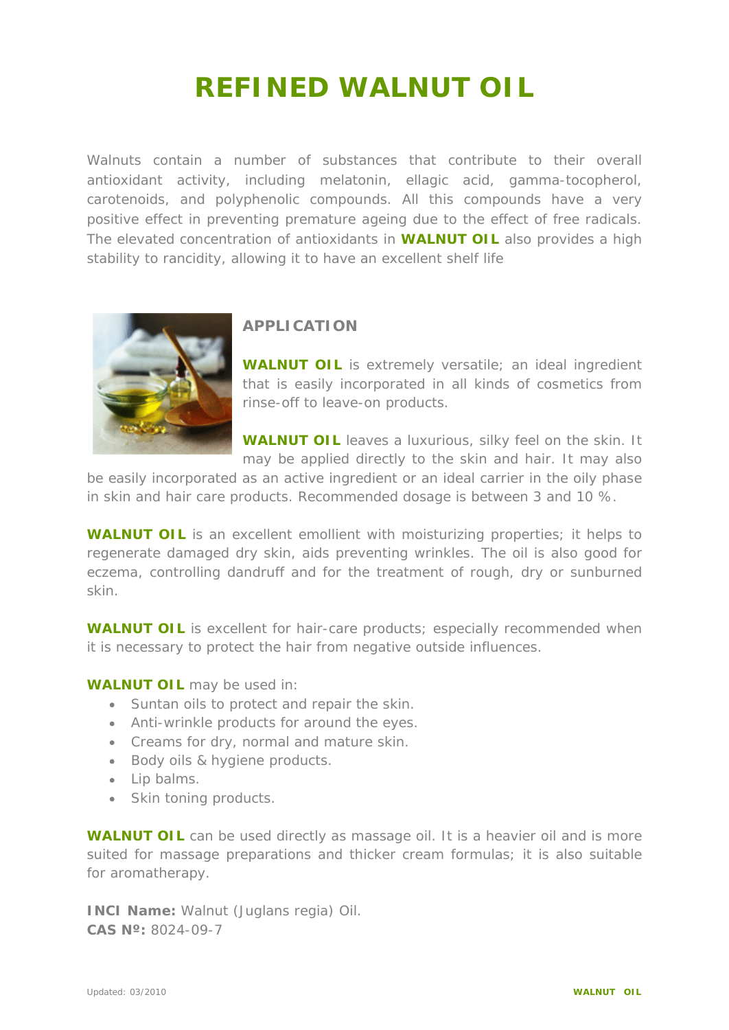# REFINED WALNUT OIL

Walnuts contain a number of substances that contribute to their overall antioxidant activity, including melatonin, ellagic acid, gamma-tocopherol, carotenoids, and polyphenolic compounds. All this compounds have a very positive effect in preventing premature ageing due to the effect of free radicals. The elevated concentration of antioxidants in **WALNUT OIL** also provides a high stability to rancidity, allowing it to have an excellent shelf life

## APPLICATION

**WALNUT OIL** is extremely versatile; an ideal ingredient that is easily incorporated in all kinds of cosmetics from rinse-off to leave-on products.

**WALNUT OIL** leaves a luxurious, silky feel on the skin. It may be applied directly to the skin and hair. It may also be easily incorporated as an active ingredient or an ideal carrier in the oily phase in skin and hair care products. Recommended dosage is between 3 and 10 %.

**WALNUT OIL** is an excellent emollient with moisturizing properties; it helps to regenerate damaged dry skin, aids preventing wrinkles. The oil is also good for eczema, controlling dandruff and for the treatment of rough, dry or sunburned skin.

**WALNUT OIL** is excellent for hair-care products; especially recommended when it is necessary to protect the hair from negative outside influences.

**WALNUT OIL** may be used in:

- Suntan oils to protect and repair the skin.
- Anti-wrinkle products for around the eyes.
- Creams for dry, normal and mature skin.
- Body oils & hygiene products.
- Lip balms.
- Skin toning products.

**WALNUT OIL** can be used directly as massage oil. It is a heavier oil and is more suited for massage preparations and thicker cream formulas; it is also suitable for aromatherapy.

**INCI Name:** Walnut (Juglans regia) Oil.
**CAS Nº:** 8024-09-7

Updated: 03/2010